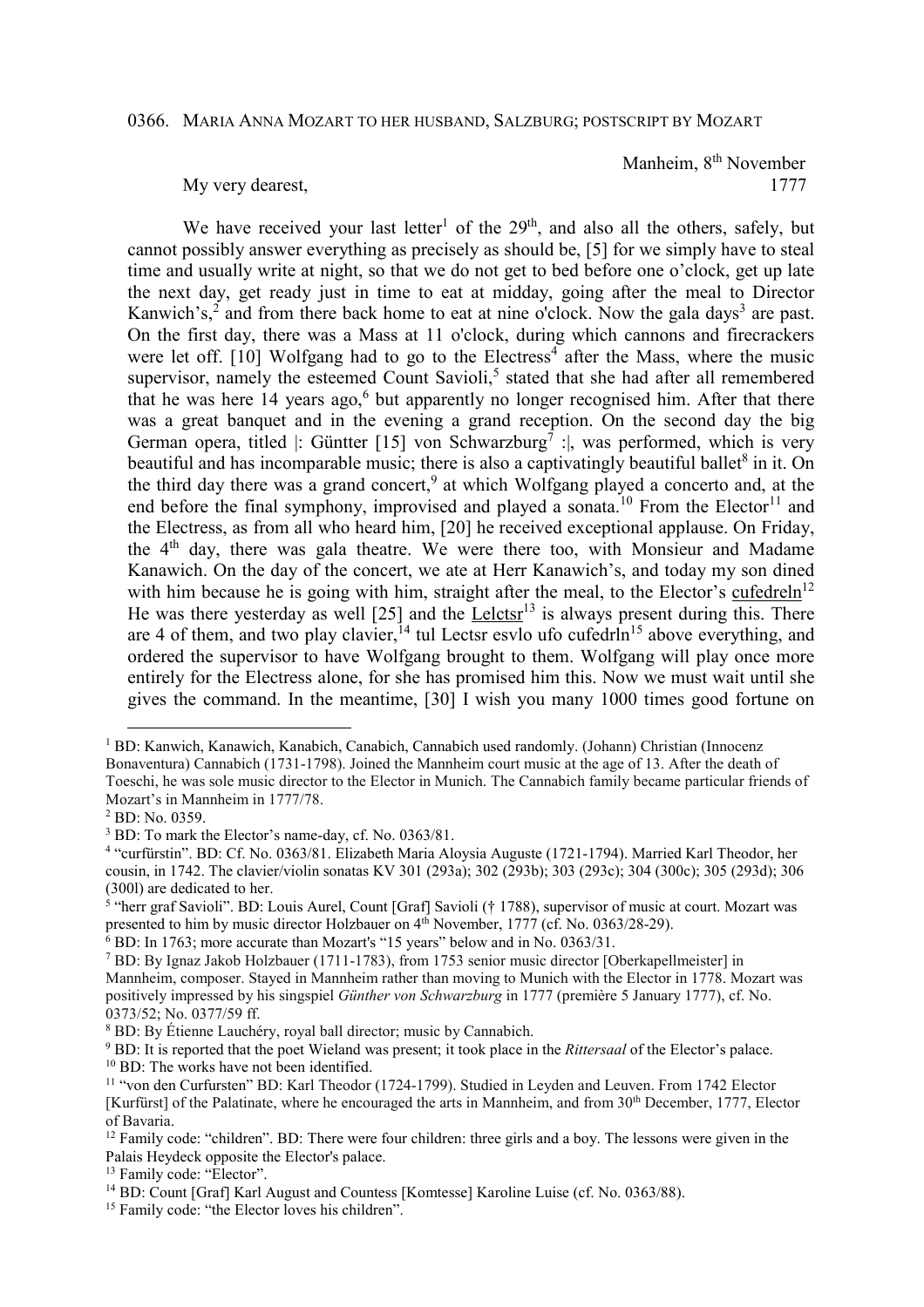0366. MARIA ANNA MOZART TO HER HUSBAND, SALZBURG; POSTSCRIPT BY MOZART

Manheim, 8th November 1777

My very dearest,

We have received your last letter[1] of the 29th, and also all the others, safely, but cannot possibly answer everything as precisely as should be, [5] for we simply have to steal time and usually write at night, so that we do not get to bed before one o'clock, get up late the next day, get ready just in time to eat at midday, going after the meal to Director Kanwich's,[2] and from there back home to eat at nine o'clock. Now the gala days[3] are past. On the first day, there was a Mass at 11 o'clock, during which cannons and firecrackers were let off. [10] Wolfgang had to go to the Electress[4] after the Mass, where the music supervisor, namely the esteemed Count Savioli,[5] stated that she had after all remembered that he was here 14 years ago,[6] but apparently no longer recognised him. After that there was a great banquet and in the evening a grand reception. On the second day the big German opera, titled |: Güntter [15] von Schwarzburg[7] :|, was performed, which is very beautiful and has incomparable music; there is also a captivatingly beautiful ballet[8] in it. On the third day there was a grand concert,[9] at which Wolfgang played a concerto and, at the end before the final symphony, improvised and played a sonata.[10] From the Elector[11] and the Electress, as from all who heard him, [20] he received exceptional applause. On Friday, the 4th day, there was gala theatre. We were there too, with Monsieur and Madame Kanawich. On the day of the concert, we ate at Herr Kanawich's, and today my son dined with him because he is going with him, straight after the meal, to the Elector's <u>cufedreln</u>[12] He was there yesterday as well [25] and the <u>Lelctsr</u>[13] is always present during this. There are 4 of them, and two play clavier,[14] tul Lectsr esvlo ufo cufedrln[15] above everything, and ordered the supervisor to have Wolfgang brought to them. Wolfgang will play once more entirely for the Electress alone, for she has promised him this. Now we must wait until she gives the command. In the meantime, [30] I wish you many 1000 times good fortune on

---

[1] BD: Kanwich, Kanawich, Kanabich, Canabich, Cannabich used randomly. (Johann) Christian (Innocenz Bonaventura) Cannabich (1731-1798). Joined the Mannheim court music at the age of 13. After the death of Toeschi, he was sole music director to the Elector in Munich. The Cannabich family became particular friends of Mozart's in Mannheim in 1777/78.

[2] BD: No. 0359.

[3] BD: To mark the Elector's name-day, cf. No. 0363/81.

[4] "curfürstin". BD: Cf. No. 0363/81. Elizabeth Maria Aloysia Auguste (1721-1794). Married Karl Theodor, her cousin, in 1742. The clavier/violin sonatas KV 301 (293a); 302 (293b); 303 (293c); 304 (300c); 305 (293d); 306 (300l) are dedicated to her.

[5] "herr graf Savioli". BD: Louis Aurel, Count [Graf] Savioli († 1788), supervisor of music at court. Mozart was presented to him by music director Holzbauer on 4th November, 1777 (cf. No. 0363/28-29).

[6] BD: In 1763; more accurate than Mozart's "15 years" below and in No. 0363/31.

[7] BD: By Ignaz Jakob Holzbauer (1711-1783), from 1753 senior music director [Oberkapellmeister] in Mannheim, composer. Stayed in Mannheim rather than moving to Munich with the Elector in 1778. Mozart was positively impressed by his singspiel *Günther von Schwarzburg* in 1777 (première 5 January 1777), cf. No. 0373/52; No. 0377/59 ff.

[8] BD: By Étienne Lauchéry, royal ball director; music by Cannabich.

[9] BD: It is reported that the poet Wieland was present; it took place in the *Rittersaal* of the Elector's palace.

[10] BD: The works have not been identified.

[11] "von den Curfursten" BD: Karl Theodor (1724-1799). Studied in Leyden and Leuven. From 1742 Elector [Kurfürst] of the Palatinate, where he encouraged the arts in Mannheim, and from 30th December, 1777, Elector of Bavaria.

[12] Family code: "children". BD: There were four children: three girls and a boy. The lessons were given in the Palais Heydeck opposite the Elector's palace.

[13] Family code: "Elector".

[14] BD: Count [Graf] Karl August and Countess [Komtesse] Karoline Luise (cf. No. 0363/88).

[15] Family code: "the Elector loves his children".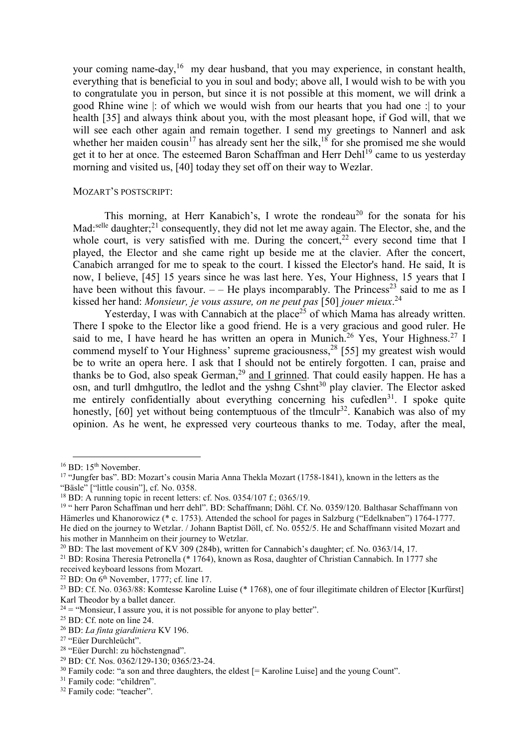your coming name-day,[16] my dear husband, that you may experience, in constant health, everything that is beneficial to you in soul and body; above all, I would wish to be with you to congratulate you in person, but since it is not possible at this moment, we will drink a good Rhine wine |: of which we would wish from our hearts that you had one :| to your health [35] and always think about you, with the most pleasant hope, if God will, that we will see each other again and remain together. I send my greetings to Nannerl and ask whether her maiden cousin[17] has already sent her the silk,[18] for she promised me she would get it to her at once. The esteemed Baron Schaffman and Herr Dehl[19] came to us yesterday morning and visited us, [40] today they set off on their way to Wezlar.

MOZART'S POSTSCRIPT:

This morning, at Herr Kanabich's, I wrote the rondeau[20] for the sonata for his Mad:selle daughter;[21] consequently, they did not let me away again. The Elector, she, and the whole court, is very satisfied with me. During the concert,[22] every second time that I played, the Elector and she came right up beside me at the clavier. After the concert, Canabich arranged for me to speak to the court. I kissed the Elector's hand. He said, It is now, I believe, [45] 15 years since he was last here. Yes, Your Highness, 15 years that I have been without this favour. – – He plays incomparably. The Princess[23] said to me as I kissed her hand: *Monsieur, je vous assure, on ne peut pas* [50] *jouer mieux*.[24]

Yesterday, I was with Cannabich at the place[25] of which Mama has already written. There I spoke to the Elector like a good friend. He is a very gracious and good ruler. He said to me, I have heard he has written an opera in Munich.[26] Yes, Your Highness.[27] I commend myself to Your Highness' supreme graciousness,[28] [55] my greatest wish would be to write an opera here. I ask that I should not be entirely forgotten. I can, praise and thanks be to God, also speak German,[29] <u>and I grinned</u>. That could easily happen. He has a osn, and turll dmhgutlro, the ledlot and the yshng Cshnt[30] play clavier. The Elector asked me entirely confidentially about everything concerning his cufedlen[31]. I spoke quite honestly, [60] yet without being contemptuous of the tlmculr[32]. Kanabich was also of my opinion. As he went, he expressed very courteous thanks to me. Today, after the meal,

---

[16] BD: 15th November.

[17] "Jungfer bas". BD: Mozart's cousin Maria Anna Thekla Mozart (1758-1841), known in the letters as the "Bäsle" ["little cousin"], cf. No. 0358.

[18] BD: A running topic in recent letters: cf. Nos. 0354/107 f.; 0365/19.

[19] " herr Paron Schaffman und herr dehl". BD: Schaffmann; Döhl. Cf. No. 0359/120. Balthasar Schaffmann von Hämerles und Khanorowicz (* c. 1753). Attended the school for pages in Salzburg ("Edelknaben") 1764-1777. He died on the journey to Wetzlar. / Johann Baptist Döll, cf. No. 0552/5. He and Schaffmann visited Mozart and his mother in Mannheim on their journey to Wetzlar.

[20] BD: The last movement of KV 309 (284b), written for Cannabich's daughter; cf. No. 0363/14, 17.

[21] BD: Rosina Theresia Petronella (* 1764), known as Rosa, daughter of Christian Cannabich. In 1777 she received keyboard lessons from Mozart.

[22] BD: On 6th November, 1777; cf. line 17.

[23] BD: Cf. No. 0363/88: Komtesse Karoline Luise (* 1768), one of four illegitimate children of Elector [Kurfürst] Karl Theodor by a ballet dancer.

[24] = "Monsieur, I assure you, it is not possible for anyone to play better".

[25] BD: Cf. note on line 24.

[26] BD: *La finta giardiniera* KV 196.

[27] "Eüer Durchleücht".

[28] "Eüer Durchl: zu höchstengnad".

[29] BD: Cf. Nos. 0362/129-130; 0365/23-24.

[30] Family code: "a son and three daughters, the eldest [= Karoline Luise] and the young Count".

[31] Family code: "children".

[32] Family code: "teacher".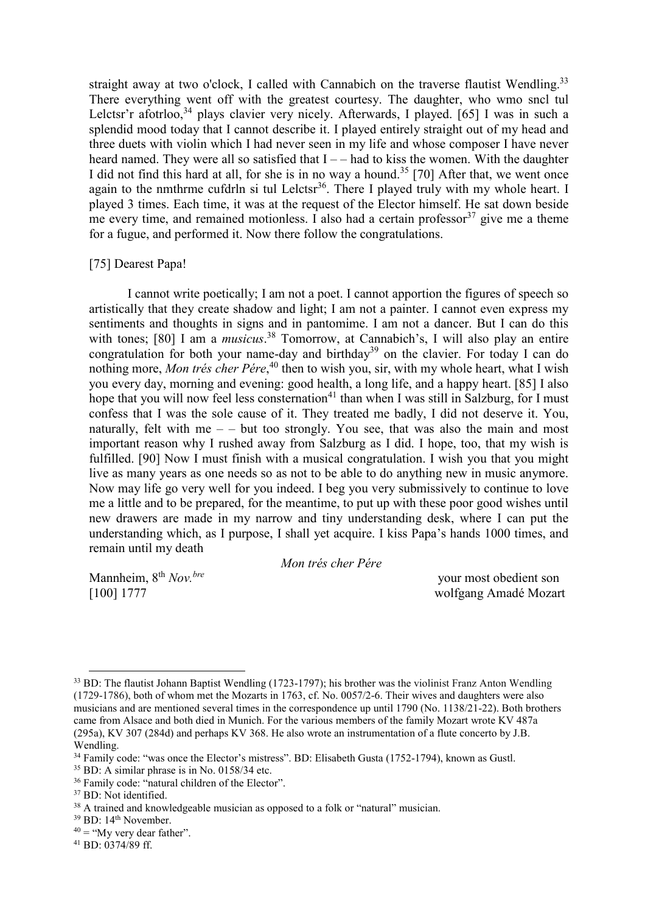straight away at two o'clock, I called with Cannabich on the traverse flautist Wendling.[33] There everything went off with the greatest courtesy. The daughter, who wmo sncl tul Lelctsr'r afotrloo,[34] plays clavier very nicely. Afterwards, I played. [65] I was in such a splendid mood today that I cannot describe it. I played entirely straight out of my head and three duets with violin which I had never seen in my life and whose composer I have never heard named. They were all so satisfied that I – – had to kiss the women. With the daughter I did not find this hard at all, for she is in no way a hound.[35] [70] After that, we went once again to the nmthrme cufdrln si tul Lelctsr[36]. There I played truly with my whole heart. I played 3 times. Each time, it was at the request of the Elector himself. He sat down beside me every time, and remained motionless. I also had a certain professor[37] give me a theme for a fugue, and performed it. Now there follow the congratulations.

[75] Dearest Papa!

I cannot write poetically; I am not a poet. I cannot apportion the figures of speech so artistically that they create shadow and light; I am not a painter. I cannot even express my sentiments and thoughts in signs and in pantomime. I am not a dancer. But I can do this with tones; [80] I am a *musicus*.[38] Tomorrow, at Cannabich's, I will also play an entire congratulation for both your name-day and birthday[39] on the clavier. For today I can do nothing more, *Mon trés cher Pére*,[40] then to wish you, sir, with my whole heart, what I wish you every day, morning and evening: good health, a long life, and a happy heart. [85] I also hope that you will now feel less consternation[41] than when I was still in Salzburg, for I must confess that I was the sole cause of it. They treated me badly, I did not deserve it. You, naturally, felt with me – – but too strongly. You see, that was also the main and most important reason why I rushed away from Salzburg as I did. I hope, too, that my wish is fulfilled. [90] Now I must finish with a musical congratulation. I wish you that you might live as many years as one needs so as not to be able to do anything new in music anymore. Now may life go very well for you indeed. I beg you very submissively to continue to love me a little and to be prepared, for the meantime, to put up with these poor good wishes until new drawers are made in my narrow and tiny understanding desk, where I can put the understanding which, as I purpose, I shall yet acquire. I kiss Papa's hands 1000 times, and remain until my death

*Mon trés cher Pére*

Mannheim, 8th *Nov.bre* — your most obedient son

[100] 1777 — wolfgang Amadé Mozart

---

[33] BD: The flautist Johann Baptist Wendling (1723-1797); his brother was the violinist Franz Anton Wendling (1729-1786), both of whom met the Mozarts in 1763, cf. No. 0057/2-6. Their wives and daughters were also musicians and are mentioned several times in the correspondence up until 1790 (No. 1138/21-22). Both brothers came from Alsace and both died in Munich. For the various members of the family Mozart wrote KV 487a (295a), KV 307 (284d) and perhaps KV 368. He also wrote an instrumentation of a flute concerto by J.B. Wendling.

[34] Family code: "was once the Elector's mistress". BD: Elisabeth Gusta (1752-1794), known as Gustl.

[35] BD: A similar phrase is in No. 0158/34 etc.

[36] Family code: "natural children of the Elector".

[37] BD: Not identified.

[38] A trained and knowledgeable musician as opposed to a folk or "natural" musician.

[39] BD: 14th November.

[40] = "My very dear father".

[41] BD: 0374/89 ff.